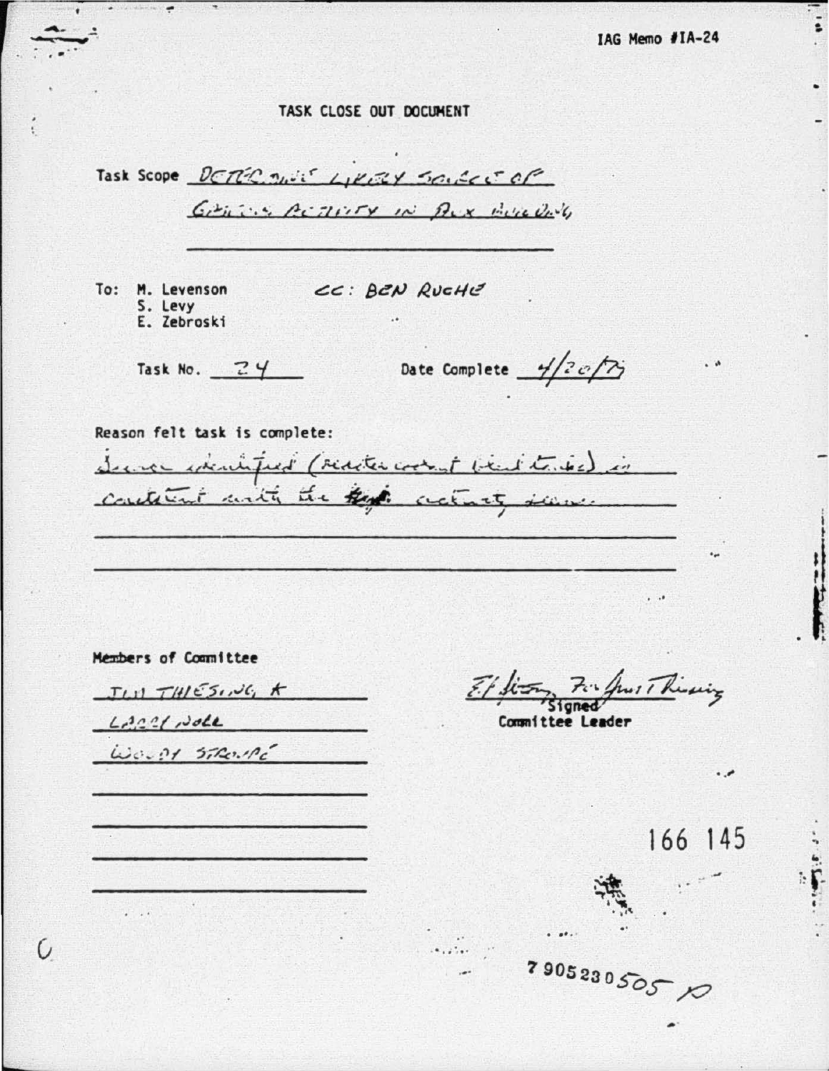IAG Memo #IA-24

# TASK CLOSE OUT DOCUMENT

Task Scope DETERMINE LIKELY SOURCE OF GASEOUS ACTIVITY IN AUX BUILDING

To: M. Levenson
S. Levy
E. Zebroski

CC: BEN RUCHE

Task No. 24

Date Complete 4/20/79

Reason felt task is complete:

Source identified (reactor coolant bleed tanks) is consistent with the activity release.

Members of Committee

JIM THIESING *
LARRY NOLL
WOODY STROUPE

E. Zebroski For Jim Thiesing
Signed
Committee Leader

166 145

7905230505 P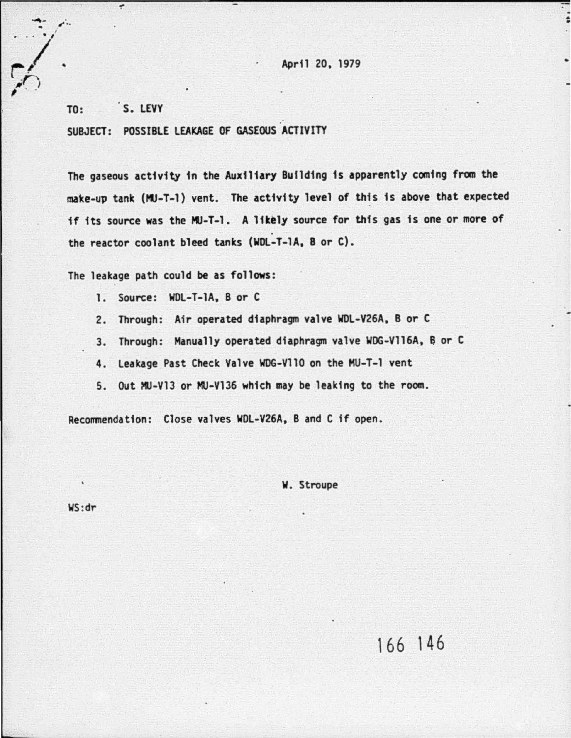April 20, 1979

TO: S. LEVY

SUBJECT: POSSIBLE LEAKAGE OF GASEOUS ACTIVITY

The gaseous activity in the Auxiliary Building is apparently coming from the make-up tank (MU-T-1) vent. The activity level of this is above that expected if its source was the MU-T-1. A likely source for this gas is one or more of the reactor coolant bleed tanks (WDL-T-1A, B or C).

The leakage path could be as follows:

1. Source: WDL-T-1A, B or C
2. Through: Air operated diaphragm valve WDL-V26A, B or C
3. Through: Manually operated diaphragm valve WDG-V116A, B or C
4. Leakage Past Check Valve WDG-V110 on the MU-T-1 vent
5. Out MU-V13 or MU-V136 which may be leaking to the room.

Recommendation: Close valves WDL-V26A, B and C if open.

W. Stroupe

WS:dr

166 146